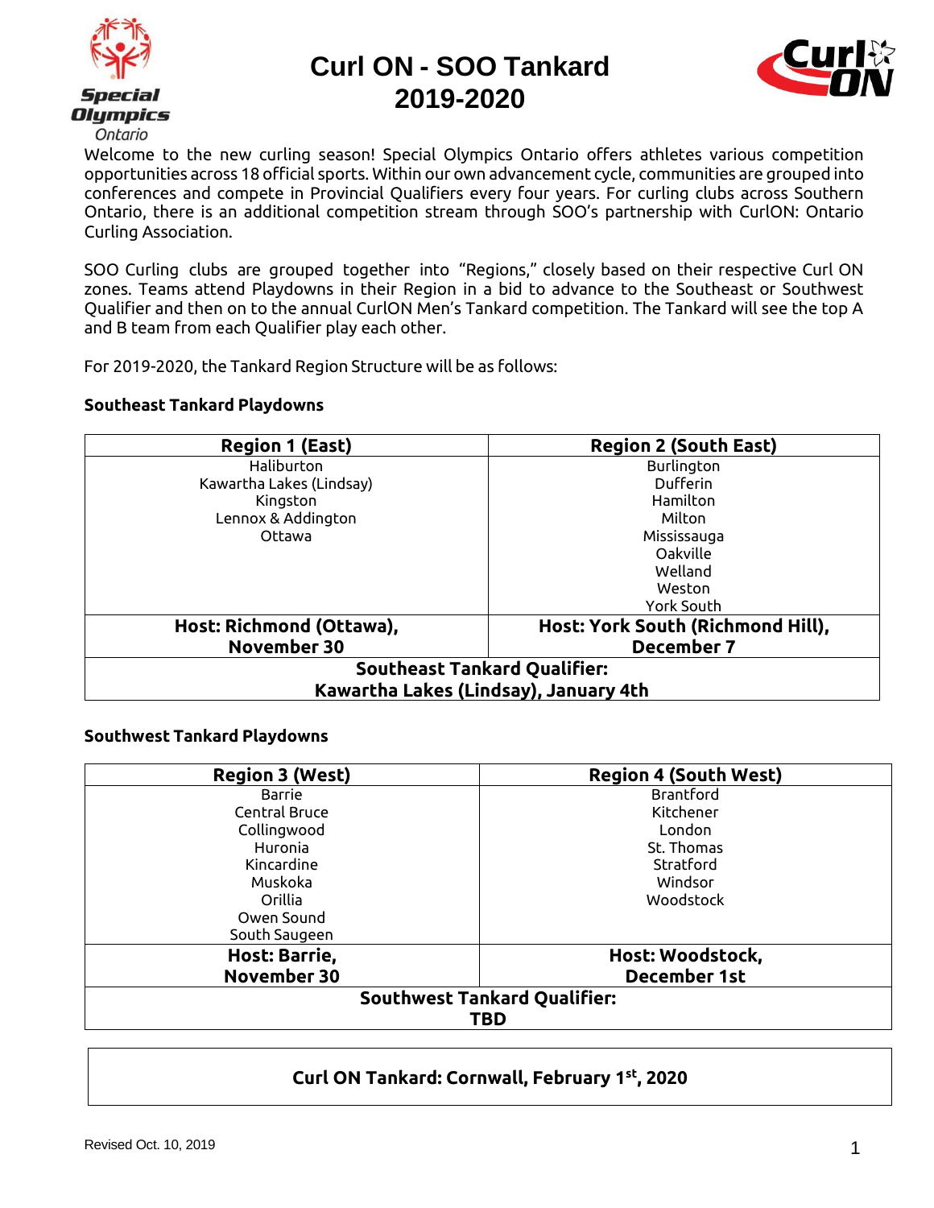# Curl ON - SOO Tankard 2019-2020

Welcome to the new curling season! Special Olympics Ontario offers athletes various competition opportunities across 18 official sports. Within our own advancement cycle, communities are grouped into conferences and compete in Provincial Qualifiers every four years. For curling clubs across Southern Ontario, there is an additional competition stream through SOO's partnership with CurlON: Ontario Curling Association.

SOO Curling clubs are grouped together into "Regions," closely based on their respective Curl ON zones. Teams attend Playdowns in their Region in a bid to advance to the Southeast or Southwest Qualifier and then on to the annual CurlON Men's Tankard competition. The Tankard will see the top A and B team from each Qualifier play each other.

For 2019-2020, the Tankard Region Structure will be as follows:

**Southeast Tankard Playdowns**

| Region 1 (East) | Region 2 (South East) |
|---|---|
| Haliburton<br>Kawartha Lakes (Lindsay)<br>Kingston<br>Lennox & Addington<br>Ottawa | Burlington<br>Dufferin<br>Hamilton<br>Milton<br>Mississauga<br>Oakville<br>Welland<br>Weston<br>York South |
| **Host: Richmond (Ottawa), November 30** | **Host: York South (Richmond Hill), December 7** |
| **Southeast Tankard Qualifier: Kawartha Lakes (Lindsay), January 4th** | |

**Southwest Tankard Playdowns**

| Region 3 (West) | Region 4 (South West) |
|---|---|
| Barrie<br>Central Bruce<br>Collingwood<br>Huronia<br>Kincardine<br>Muskoka<br>Orillia<br>Owen Sound<br>South Saugeen | Brantford<br>Kitchener<br>London<br>St. Thomas<br>Stratford<br>Windsor<br>Woodstock |
| **Host: Barrie, November 30** | **Host: Woodstock, December 1st** |
| **Southwest Tankard Qualifier: TBD** | |

**Curl ON Tankard: Cornwall, February 1st, 2020**

Revised Oct. 10, 2019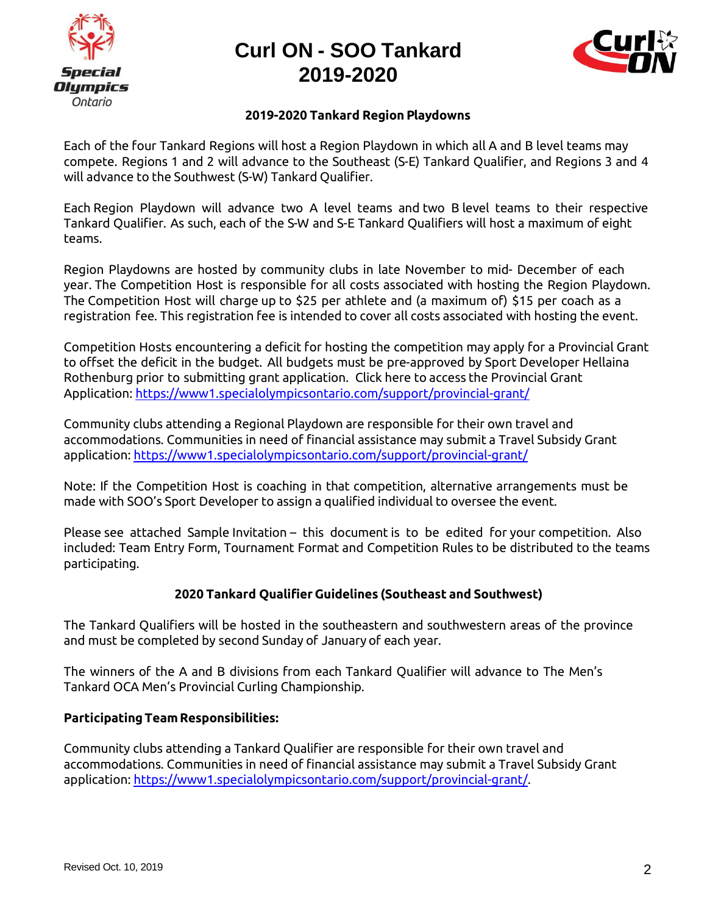# Curl ON - SOO Tankard 2019-2020

### 2019-2020 Tankard Region Playdowns

Each of the four Tankard Regions will host a Region Playdown in which all A and B level teams may compete. Regions 1 and 2 will advance to the Southeast (S-E) Tankard Qualifier, and Regions 3 and 4 will advance to the Southwest (S-W) Tankard Qualifier.

Each Region Playdown will advance two A level teams and two B level teams to their respective Tankard Qualifier. As such, each of the S-W and S-E Tankard Qualifiers will host a maximum of eight teams.

Region Playdowns are hosted by community clubs in late November to mid- December of each year. The Competition Host is responsible for all costs associated with hosting the Region Playdown. The Competition Host will charge up to $25 per athlete and (a maximum of) $15 per coach as a registration fee. This registration fee is intended to cover all costs associated with hosting the event.

Competition Hosts encountering a deficit for hosting the competition may apply for a Provincial Grant to offset the deficit in the budget. All budgets must be pre-approved by Sport Developer Hellaina Rothenburg prior to submitting grant application. Click here to access the Provincial Grant Application: https://www1.specialolympicsontario.com/support/provincial-grant/

Community clubs attending a Regional Playdown are responsible for their own travel and accommodations. Communities in need of financial assistance may submit a Travel Subsidy Grant application: https://www1.specialolympicsontario.com/support/provincial-grant/

Note: If the Competition Host is coaching in that competition, alternative arrangements must be made with SOO's Sport Developer to assign a qualified individual to oversee the event.

Please see attached Sample Invitation – this document is to be edited for your competition. Also included: Team Entry Form, Tournament Format and Competition Rules to be distributed to the teams participating.

### 2020 Tankard Qualifier Guidelines (Southeast and Southwest)

The Tankard Qualifiers will be hosted in the southeastern and southwestern areas of the province and must be completed by second Sunday of January of each year.

The winners of the A and B divisions from each Tankard Qualifier will advance to The Men's Tankard OCA Men's Provincial Curling Championship.

**Participating Team Responsibilities:**

Community clubs attending a Tankard Qualifier are responsible for their own travel and accommodations. Communities in need of financial assistance may submit a Travel Subsidy Grant application: https://www1.specialolympicsontario.com/support/provincial-grant/.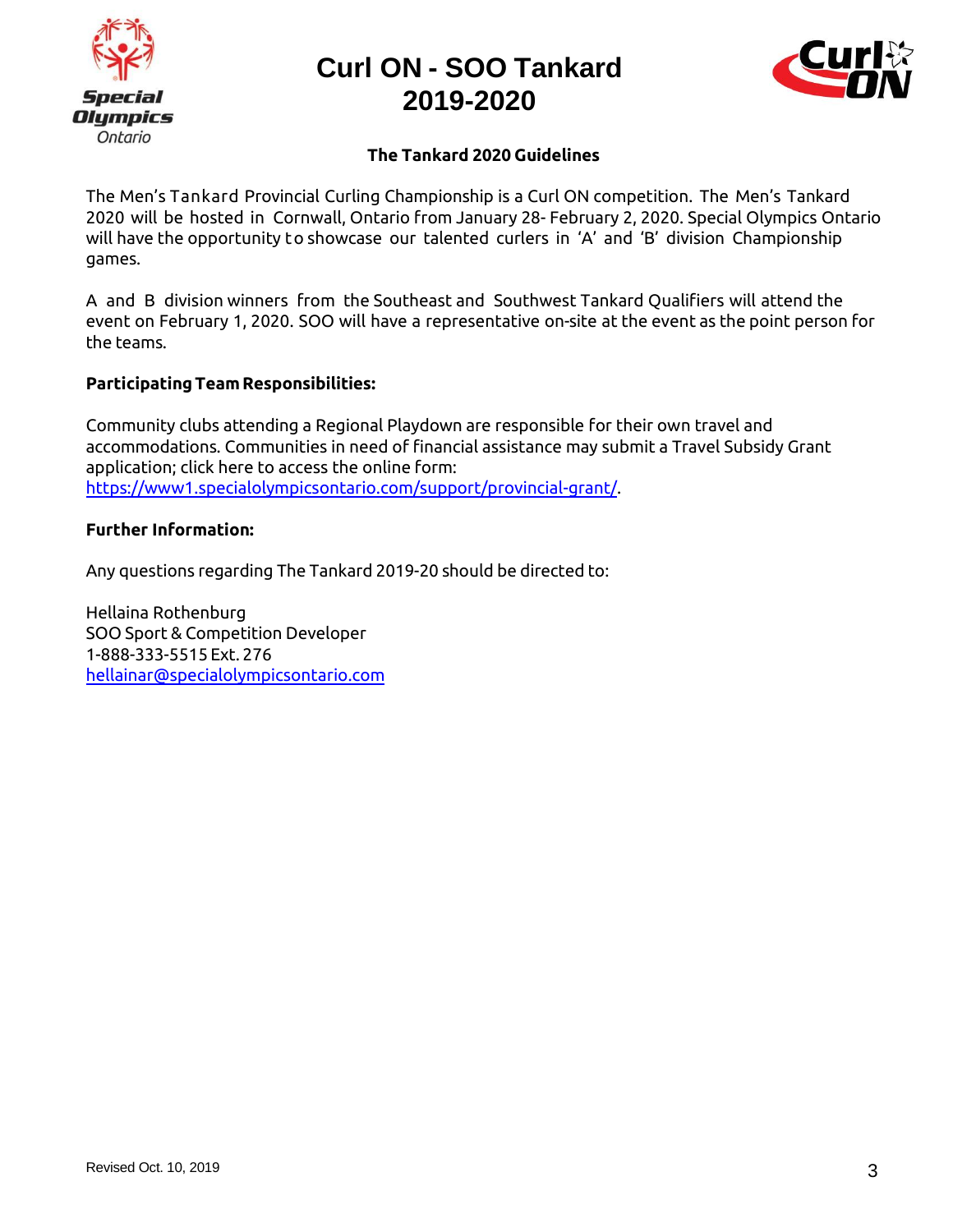# Curl ON - SOO Tankard 2019-2020

## The Tankard 2020 Guidelines

The Men's Tankard Provincial Curling Championship is a Curl ON competition. The Men's Tankard 2020 will be hosted in Cornwall, Ontario from January 28- February 2, 2020. Special Olympics Ontario will have the opportunity to showcase our talented curlers in 'A' and 'B' division Championship games.

A and B division winners from the Southeast and Southwest Tankard Qualifiers will attend the event on February 1, 2020. SOO will have a representative on-site at the event as the point person for the teams.

**Participating Team Responsibilities:**

Community clubs attending a Regional Playdown are responsible for their own travel and accommodations. Communities in need of financial assistance may submit a Travel Subsidy Grant application; click here to access the online form: https://www1.specialolympicsontario.com/support/provincial-grant/.

**Further Information:**

Any questions regarding The Tankard 2019-20 should be directed to:

Hellaina Rothenburg
SOO Sport & Competition Developer
1-888-333-5515 Ext. 276
hellainar@specialolympicsontario.com

Revised Oct. 10, 2019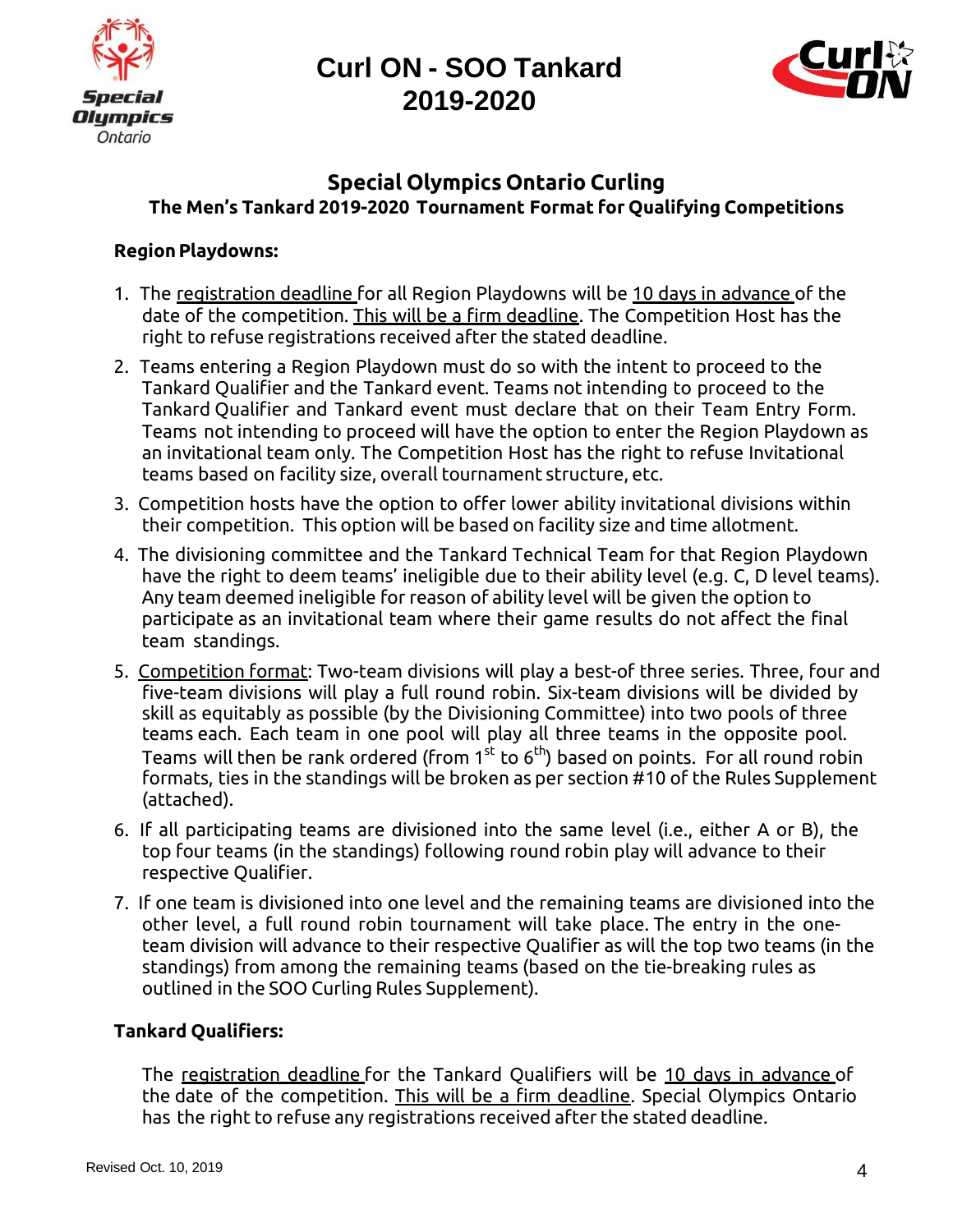# Curl ON - SOO Tankard 2019-2020

## Special Olympics Ontario Curling

### The Men's Tankard 2019-2020 Tournament Format for Qualifying Competitions

**Region Playdowns:**

1. The registration deadline for all Region Playdowns will be 10 days in advance of the date of the competition. This will be a firm deadline. The Competition Host has the right to refuse registrations received after the stated deadline.
2. Teams entering a Region Playdown must do so with the intent to proceed to the Tankard Qualifier and the Tankard event. Teams not intending to proceed to the Tankard Qualifier and Tankard event must declare that on their Team Entry Form. Teams not intending to proceed will have the option to enter the Region Playdown as an invitational team only. The Competition Host has the right to refuse Invitational teams based on facility size, overall tournament structure, etc.
3. Competition hosts have the option to offer lower ability invitational divisions within their competition. This option will be based on facility size and time allotment.
4. The divisioning committee and the Tankard Technical Team for that Region Playdown have the right to deem teams' ineligible due to their ability level (e.g. C, D level teams). Any team deemed ineligible for reason of ability level will be given the option to participate as an invitational team where their game results do not affect the final team standings.
5. Competition format: Two-team divisions will play a best-of three series. Three, four and five-team divisions will play a full round robin. Six-team divisions will be divided by skill as equitably as possible (by the Divisioning Committee) into two pools of three teams each. Each team in one pool will play all three teams in the opposite pool. Teams will then be rank ordered (from 1st to 6th) based on points. For all round robin formats, ties in the standings will be broken as per section #10 of the Rules Supplement (attached).
6. If all participating teams are divisioned into the same level (i.e., either A or B), the top four teams (in the standings) following round robin play will advance to their respective Qualifier.
7. If one team is divisioned into one level and the remaining teams are divisioned into the other level, a full round robin tournament will take place. The entry in the one-team division will advance to their respective Qualifier as will the top two teams (in the standings) from among the remaining teams (based on the tie-breaking rules as outlined in the SOO Curling Rules Supplement).

**Tankard Qualifiers:**

The registration deadline for the Tankard Qualifiers will be 10 days in advance of the date of the competition. This will be a firm deadline. Special Olympics Ontario has the right to refuse any registrations received after the stated deadline.

Revised Oct. 10, 2019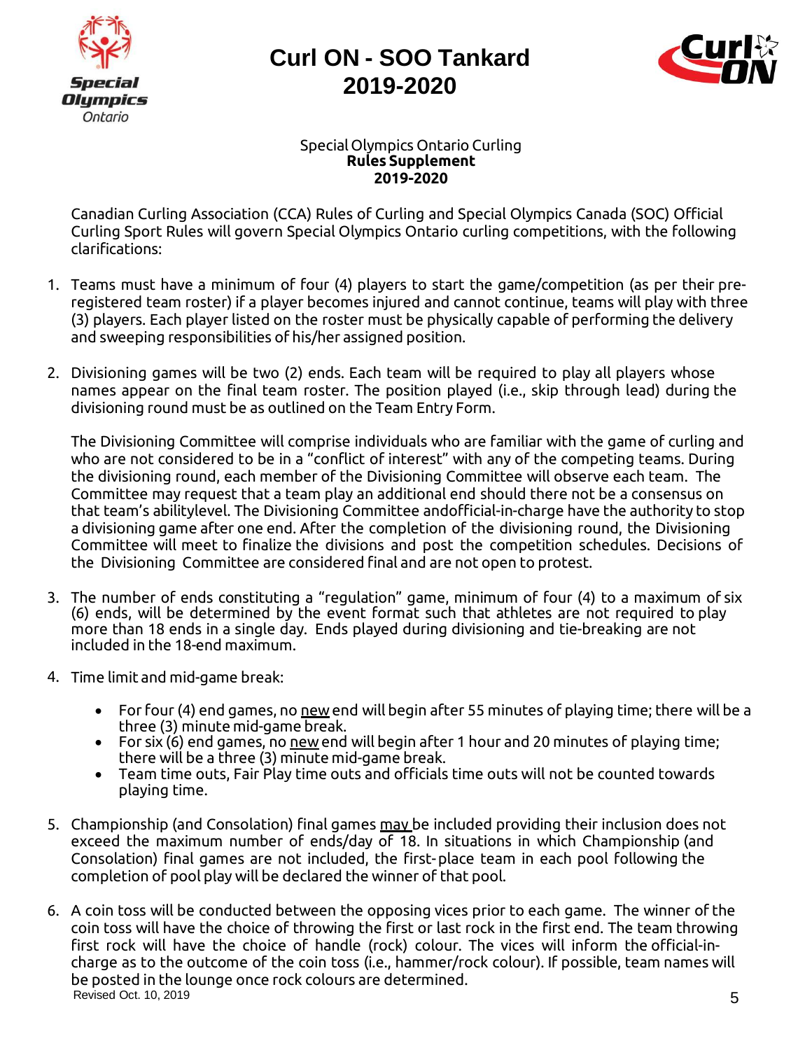# Curl ON - SOO Tankard 2019-2020

Special Olympics Ontario Curling
**Rules Supplement**
**2019-2020**

Canadian Curling Association (CCA) Rules of Curling and Special Olympics Canada (SOC) Official Curling Sport Rules will govern Special Olympics Ontario curling competitions, with the following clarifications:

1. Teams must have a minimum of four (4) players to start the game/competition (as per their pre-registered team roster) if a player becomes injured and cannot continue, teams will play with three (3) players. Each player listed on the roster must be physically capable of performing the delivery and sweeping responsibilities of his/her assigned position.

2. Divisioning games will be two (2) ends. Each team will be required to play all players whose names appear on the final team roster. The position played (i.e., skip through lead) during the divisioning round must be as outlined on the Team Entry Form.

   The Divisioning Committee will comprise individuals who are familiar with the game of curling and who are not considered to be in a "conflict of interest" with any of the competing teams. During the divisioning round, each member of the Divisioning Committee will observe each team. The Committee may request that a team play an additional end should there not be a consensus on that team's abilitylevel. The Divisioning Committee andofficial-in-charge have the authority to stop a divisioning game after one end. After the completion of the divisioning round, the Divisioning Committee will meet to finalize the divisions and post the competition schedules. Decisions of the Divisioning Committee are considered final and are not open to protest.

3. The number of ends constituting a "regulation" game, minimum of four (4) to a maximum of six (6) ends, will be determined by the event format such that athletes are not required to play more than 18 ends in a single day. Ends played during divisioning and tie-breaking are not included in the 18-end maximum.

4. Time limit and mid-game break:
   - For four (4) end games, no <u>new</u> end will begin after 55 minutes of playing time; there will be a three (3) minute mid-game break.
   - For six (6) end games, no <u>new</u> end will begin after 1 hour and 20 minutes of playing time; there will be a three (3) minute mid-game break.
   - Team time outs, Fair Play time outs and officials time outs will not be counted towards playing time.

5. Championship (and Consolation) final games <u>may</u> be included providing their inclusion does not exceed the maximum number of ends/day of 18. In situations in which Championship (and Consolation) final games are not included, the first-place team in each pool following the completion of pool play will be declared the winner of that pool.

6. A coin toss will be conducted between the opposing vices prior to each game. The winner of the coin toss will have the choice of throwing the first or last rock in the first end. The team throwing first rock will have the choice of handle (rock) colour. The vices will inform the official-in-charge as to the outcome of the coin toss (i.e., hammer/rock colour). If possible, team names will be posted in the lounge once rock colours are determined.

Revised Oct. 10, 2019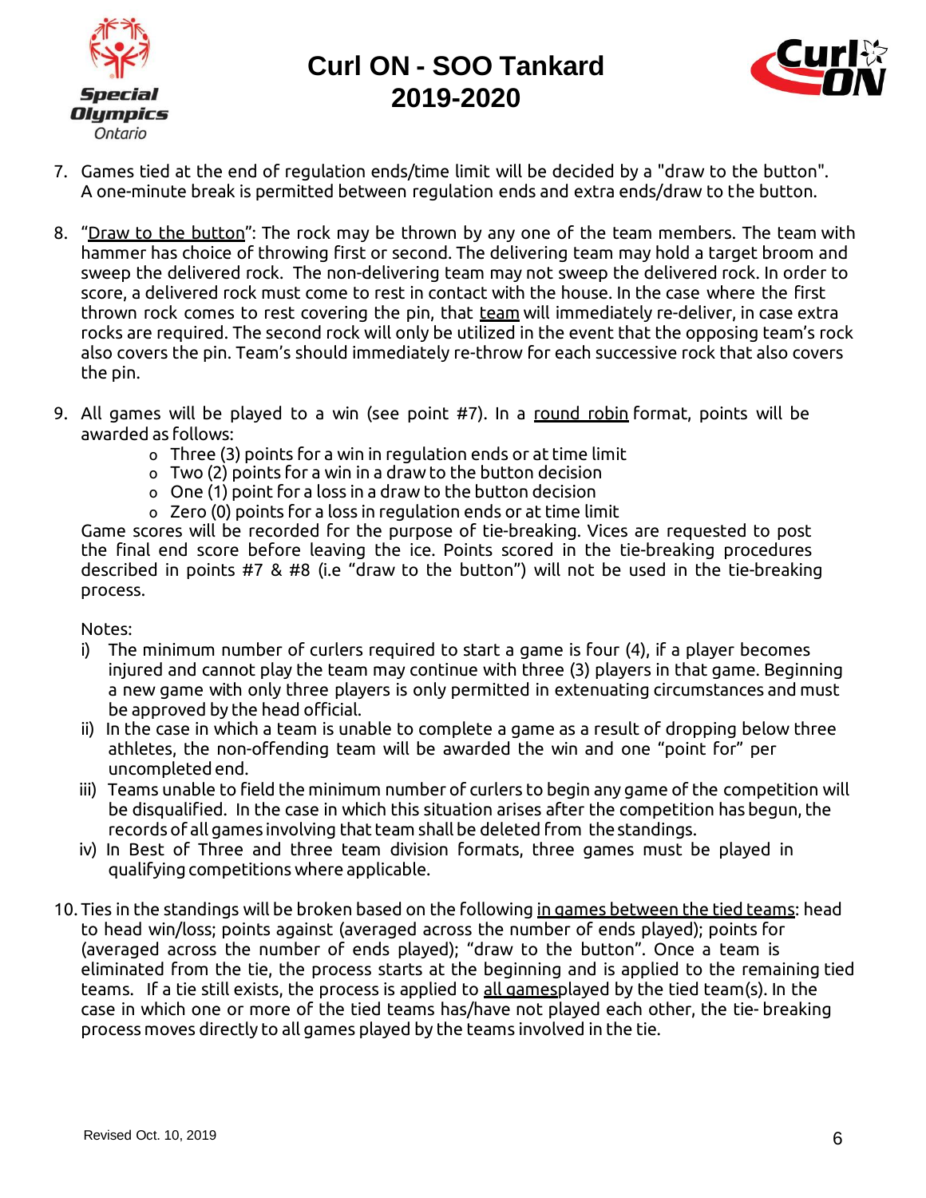7. Games tied at the end of regulation ends/time limit will be decided by a "draw to the button". A one-minute break is permitted between regulation ends and extra ends/draw to the button.

8. "Draw to the button": The rock may be thrown by any one of the team members. The team with hammer has choice of throwing first or second. The delivering team may hold a target broom and sweep the delivered rock. The non-delivering team may not sweep the delivered rock. In order to score, a delivered rock must come to rest in contact with the house. In the case where the first thrown rock comes to rest covering the pin, that team will immediately re-deliver, in case extra rocks are required. The second rock will only be utilized in the event that the opposing team's rock also covers the pin. Team's should immediately re-throw for each successive rock that also covers the pin.

9. All games will be played to a win (see point #7). In a round robin format, points will be awarded as follows:
   - Three (3) points for a win in regulation ends or at time limit
   - Two (2) points for a win in a draw to the button decision
   - One (1) point for a loss in a draw to the button decision
   - Zero (0) points for a loss in regulation ends or at time limit

   Game scores will be recorded for the purpose of tie-breaking. Vices are requested to post the final end score before leaving the ice. Points scored in the tie-breaking procedures described in points #7 & #8 (i.e "draw to the button") will not be used in the tie-breaking process.

   Notes:
   i) The minimum number of curlers required to start a game is four (4), if a player becomes injured and cannot play the team may continue with three (3) players in that game. Beginning a new game with only three players is only permitted in extenuating circumstances and must be approved by the head official.
   ii) In the case in which a team is unable to complete a game as a result of dropping below three athletes, the non-offending team will be awarded the win and one "point for" per uncompleted end.
   iii) Teams unable to field the minimum number of curlers to begin any game of the competition will be disqualified. In the case in which this situation arises after the competition has begun, the records of all games involving that team shall be deleted from the standings.
   iv) In Best of Three and three team division formats, three games must be played in qualifying competitions where applicable.

10. Ties in the standings will be broken based on the following in games between the tied teams: head to head win/loss; points against (averaged across the number of ends played); points for (averaged across the number of ends played); "draw to the button". Once a team is eliminated from the tie, the process starts at the beginning and is applied to the remaining tied teams. If a tie still exists, the process is applied to all gamesplayed by the tied team(s). In the case in which one or more of the tied teams has/have not played each other, the tie- breaking process moves directly to all games played by the teams involved in the tie.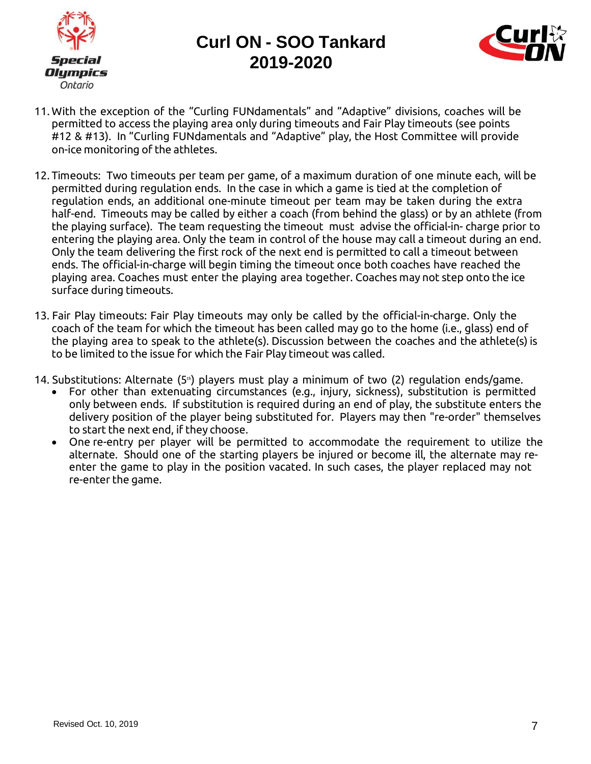11. With the exception of the "Curling FUNdamentals" and "Adaptive" divisions, coaches will be permitted to access the playing area only during timeouts and Fair Play timeouts (see points #12 & #13). In "Curling FUNdamentals and "Adaptive" play, the Host Committee will provide on-ice monitoring of the athletes.

12. Timeouts: Two timeouts per team per game, of a maximum duration of one minute each, will be permitted during regulation ends. In the case in which a game is tied at the completion of regulation ends, an additional one-minute timeout per team may be taken during the extra half-end. Timeouts may be called by either a coach (from behind the glass) or by an athlete (from the playing surface). The team requesting the timeout must advise the official-in- charge prior to entering the playing area. Only the team in control of the house may call a timeout during an end. Only the team delivering the first rock of the next end is permitted to call a timeout between ends. The official-in-charge will begin timing the timeout once both coaches have reached the playing area. Coaches must enter the playing area together. Coaches may not step onto the ice surface during timeouts.

13. Fair Play timeouts: Fair Play timeouts may only be called by the official-in-charge. Only the coach of the team for which the timeout has been called may go to the home (i.e., glass) end of the playing area to speak to the athlete(s). Discussion between the coaches and the athlete(s) is to be limited to the issue for which the Fair Play timeout was called.

14. Substitutions: Alternate (5th) players must play a minimum of two (2) regulation ends/game.
    - For other than extenuating circumstances (e.g., injury, sickness), substitution is permitted only between ends. If substitution is required during an end of play, the substitute enters the delivery position of the player being substituted for. Players may then "re-order" themselves to start the next end, if they choose.
    - One re-entry per player will be permitted to accommodate the requirement to utilize the alternate. Should one of the starting players be injured or become ill, the alternate may re-enter the game to play in the position vacated. In such cases, the player replaced may not re-enter the game.